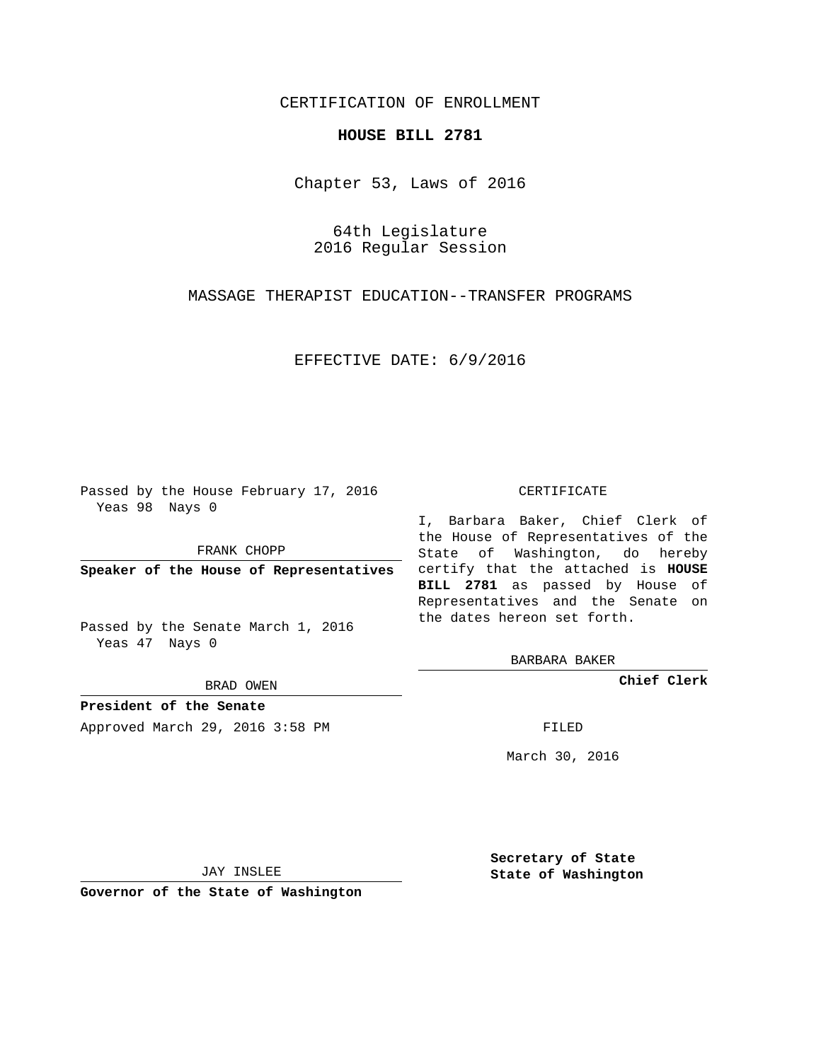CERTIFICATION OF ENROLLMENT

**HOUSE BILL 2781**

Chapter 53, Laws of 2016

64th Legislature
2016 Regular Session

MASSAGE THERAPIST EDUCATION--TRANSFER PROGRAMS

EFFECTIVE DATE: 6/9/2016

Passed by the House February 17, 2016
Yeas 98 Nays 0

FRANK CHOPP

**Speaker of the House of Representatives**

Passed by the Senate March 1, 2016
Yeas 47 Nays 0

BRAD OWEN

**President of the Senate**

Approved March 29, 2016 3:58 PM

CERTIFICATE

I, Barbara Baker, Chief Clerk of the House of Representatives of the State of Washington, do hereby certify that the attached is **HOUSE BILL 2781** as passed by House of Representatives and the Senate on the dates hereon set forth.

BARBARA BAKER

**Chief Clerk**

FILED

March 30, 2016

JAY INSLEE

**Governor of the State of Washington**

**Secretary of State**
**State of Washington**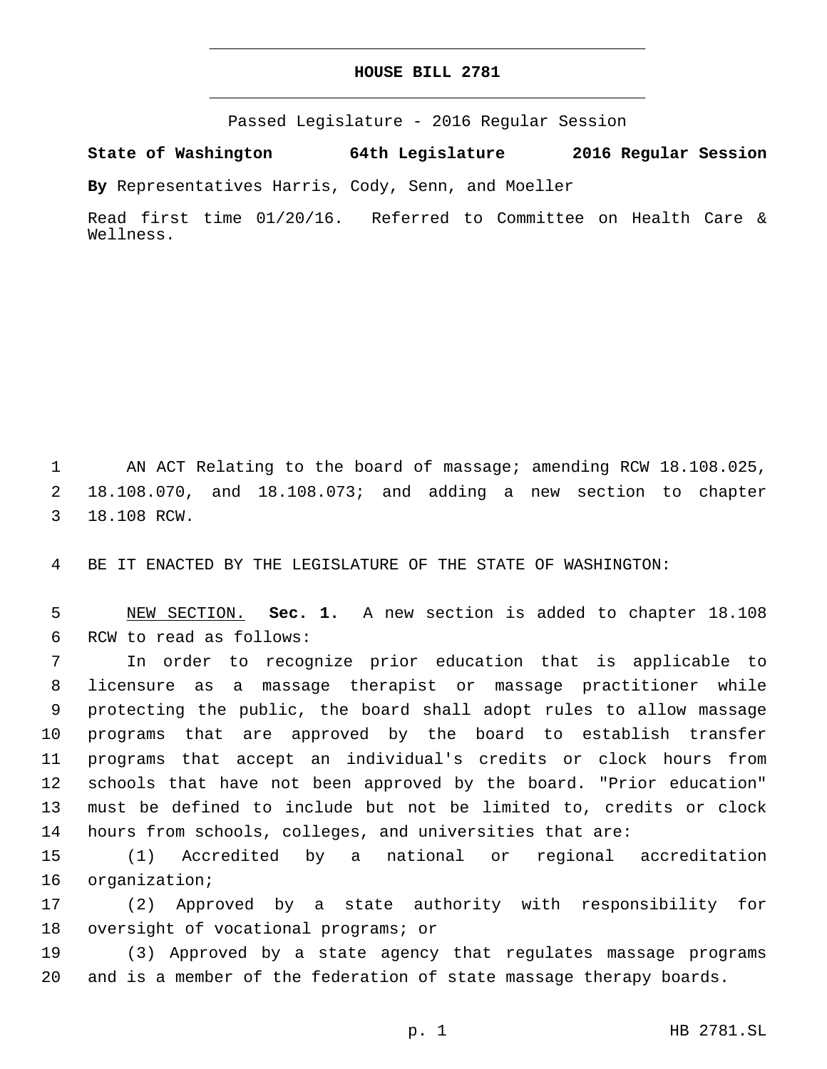# HOUSE BILL 2781

Passed Legislature - 2016 Regular Session

**State of Washington 64th Legislature 2016 Regular Session**

**By** Representatives Harris, Cody, Senn, and Moeller

Read first time 01/20/16. Referred to Committee on Health Care & Wellness.

AN ACT Relating to the board of massage; amending RCW 18.108.025, 18.108.070, and 18.108.073; and adding a new section to chapter 18.108 RCW.

BE IT ENACTED BY THE LEGISLATURE OF THE STATE OF WASHINGTON:

NEW SECTION. **Sec. 1.** A new section is added to chapter 18.108 RCW to read as follows:

In order to recognize prior education that is applicable to licensure as a massage therapist or massage practitioner while protecting the public, the board shall adopt rules to allow massage programs that are approved by the board to establish transfer programs that accept an individual's credits or clock hours from schools that have not been approved by the board. "Prior education" must be defined to include but not be limited to, credits or clock hours from schools, colleges, and universities that are:

(1) Accredited by a national or regional accreditation organization;

(2) Approved by a state authority with responsibility for oversight of vocational programs; or

(3) Approved by a state agency that regulates massage programs and is a member of the federation of state massage therapy boards.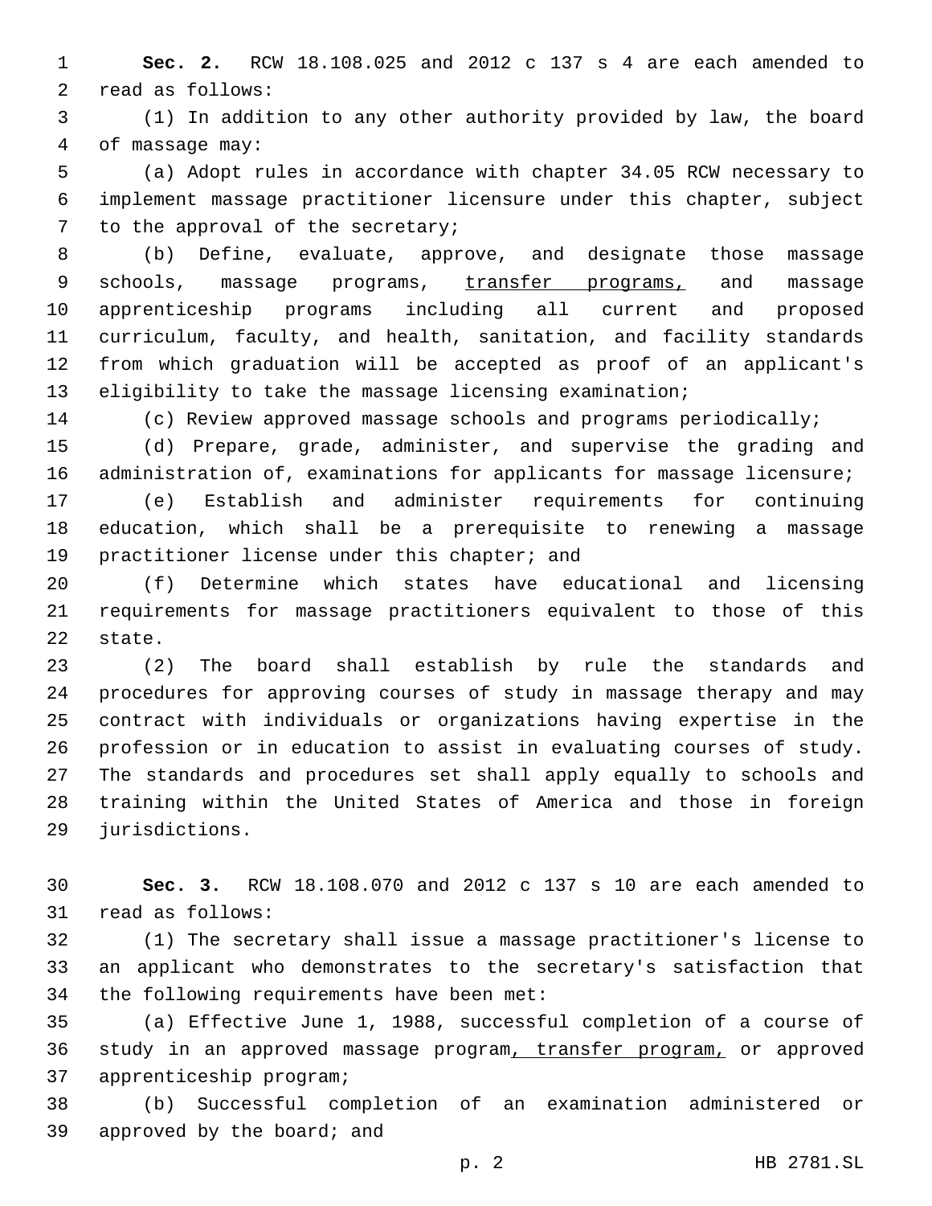**Sec. 2.** RCW 18.108.025 and 2012 c 137 s 4 are each amended to read as follows:

(1) In addition to any other authority provided by law, the board of massage may:

(a) Adopt rules in accordance with chapter 34.05 RCW necessary to implement massage practitioner licensure under this chapter, subject to the approval of the secretary;

(b) Define, evaluate, approve, and designate those massage schools, massage programs, <u>transfer programs,</u> and massage apprenticeship programs including all current and proposed curriculum, faculty, and health, sanitation, and facility standards from which graduation will be accepted as proof of an applicant's eligibility to take the massage licensing examination;

(c) Review approved massage schools and programs periodically;

(d) Prepare, grade, administer, and supervise the grading and administration of, examinations for applicants for massage licensure;

(e) Establish and administer requirements for continuing education, which shall be a prerequisite to renewing a massage practitioner license under this chapter; and

(f) Determine which states have educational and licensing requirements for massage practitioners equivalent to those of this state.

(2) The board shall establish by rule the standards and procedures for approving courses of study in massage therapy and may contract with individuals or organizations having expertise in the profession or in education to assist in evaluating courses of study. The standards and procedures set shall apply equally to schools and training within the United States of America and those in foreign jurisdictions.

**Sec. 3.** RCW 18.108.070 and 2012 c 137 s 10 are each amended to read as follows:

(1) The secretary shall issue a massage practitioner's license to an applicant who demonstrates to the secretary's satisfaction that the following requirements have been met:

(a) Effective June 1, 1988, successful completion of a course of study in an approved massage program<u>, transfer program,</u> or approved apprenticeship program;

(b) Successful completion of an examination administered or approved by the board; and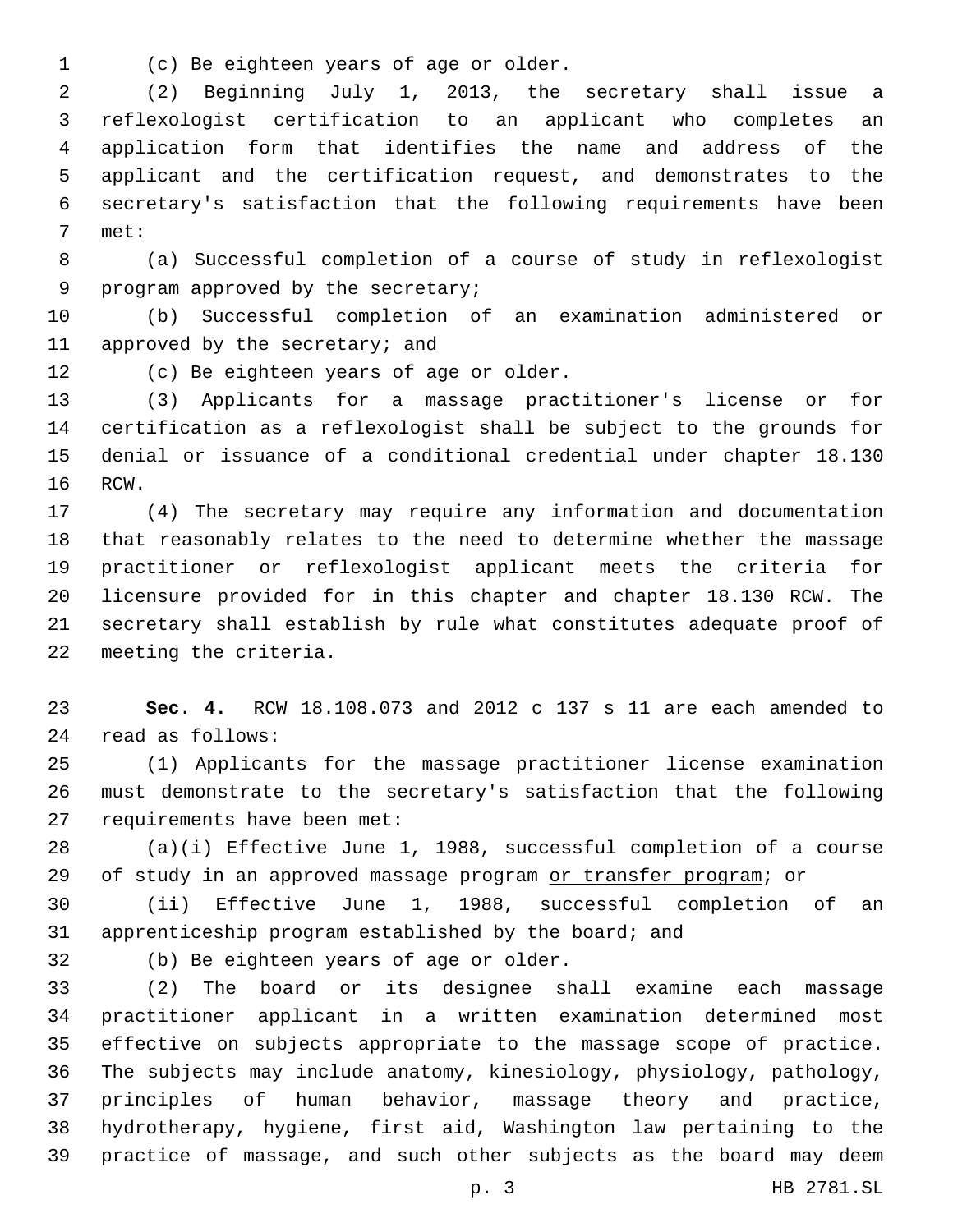(c) Be eighteen years of age or older.

(2) Beginning July 1, 2013, the secretary shall issue a reflexologist certification to an applicant who completes an application form that identifies the name and address of the applicant and the certification request, and demonstrates to the secretary's satisfaction that the following requirements have been met:

(a) Successful completion of a course of study in reflexologist program approved by the secretary;

(b) Successful completion of an examination administered or approved by the secretary; and

(c) Be eighteen years of age or older.

(3) Applicants for a massage practitioner's license or for certification as a reflexologist shall be subject to the grounds for denial or issuance of a conditional credential under chapter 18.130 RCW.

(4) The secretary may require any information and documentation that reasonably relates to the need to determine whether the massage practitioner or reflexologist applicant meets the criteria for licensure provided for in this chapter and chapter 18.130 RCW. The secretary shall establish by rule what constitutes adequate proof of meeting the criteria.

**Sec. 4.** RCW 18.108.073 and 2012 c 137 s 11 are each amended to read as follows:

(1) Applicants for the massage practitioner license examination must demonstrate to the secretary's satisfaction that the following requirements have been met:

(a)(i) Effective June 1, 1988, successful completion of a course of study in an approved massage program <u>or transfer program</u>; or

(ii) Effective June 1, 1988, successful completion of an apprenticeship program established by the board; and

(b) Be eighteen years of age or older.

(2) The board or its designee shall examine each massage practitioner applicant in a written examination determined most effective on subjects appropriate to the massage scope of practice. The subjects may include anatomy, kinesiology, physiology, pathology, principles of human behavior, massage theory and practice, hydrotherapy, hygiene, first aid, Washington law pertaining to the practice of massage, and such other subjects as the board may deem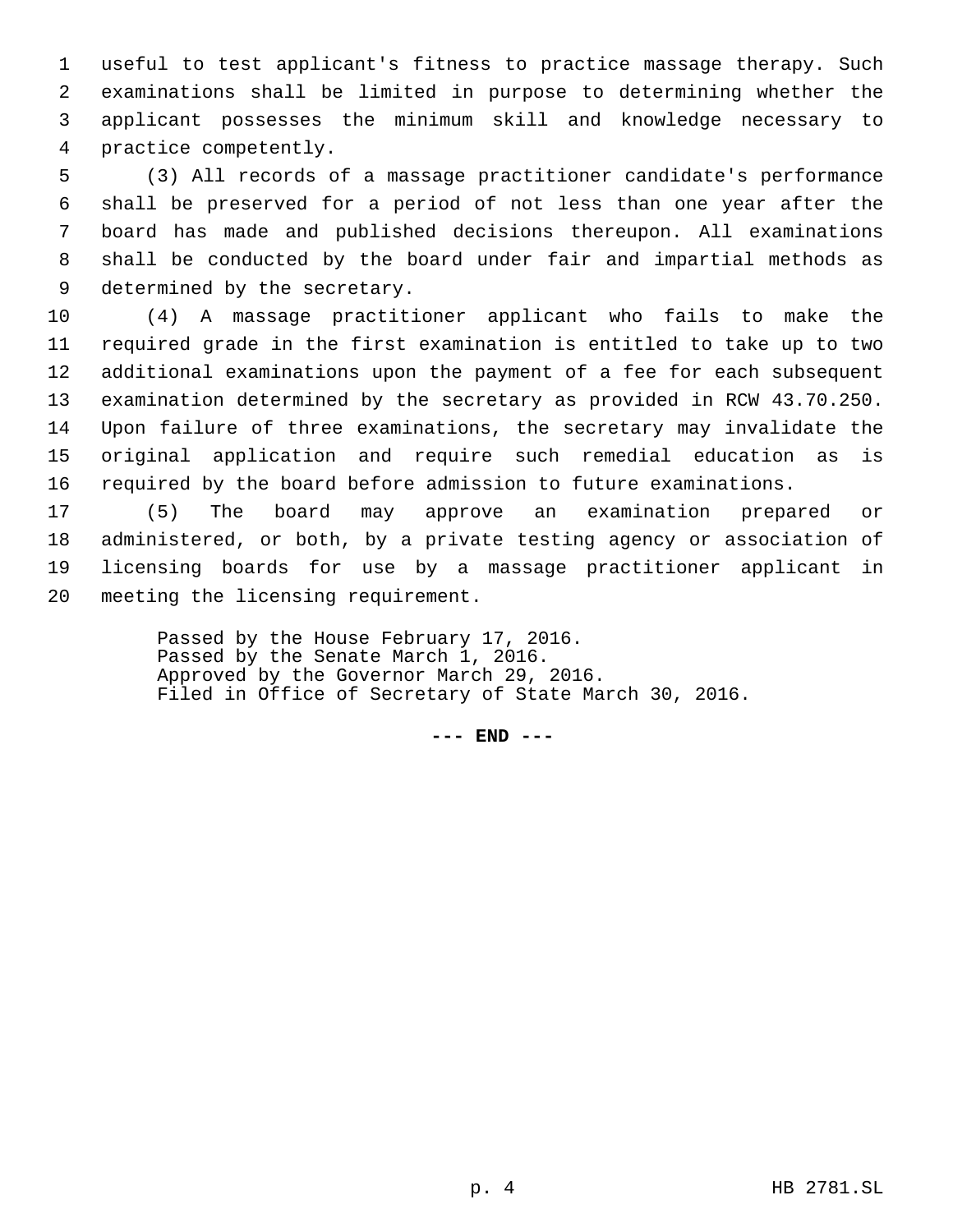useful to test applicant's fitness to practice massage therapy. Such examinations shall be limited in purpose to determining whether the applicant possesses the minimum skill and knowledge necessary to practice competently.

(3) All records of a massage practitioner candidate's performance shall be preserved for a period of not less than one year after the board has made and published decisions thereupon. All examinations shall be conducted by the board under fair and impartial methods as determined by the secretary.

(4) A massage practitioner applicant who fails to make the required grade in the first examination is entitled to take up to two additional examinations upon the payment of a fee for each subsequent examination determined by the secretary as provided in RCW 43.70.250. Upon failure of three examinations, the secretary may invalidate the original application and require such remedial education as is required by the board before admission to future examinations.

(5) The board may approve an examination prepared or administered, or both, by a private testing agency or association of licensing boards for use by a massage practitioner applicant in meeting the licensing requirement.

Passed by the House February 17, 2016.
Passed by the Senate March 1, 2016.
Approved by the Governor March 29, 2016.
Filed in Office of Secretary of State March 30, 2016.

**--- END ---**